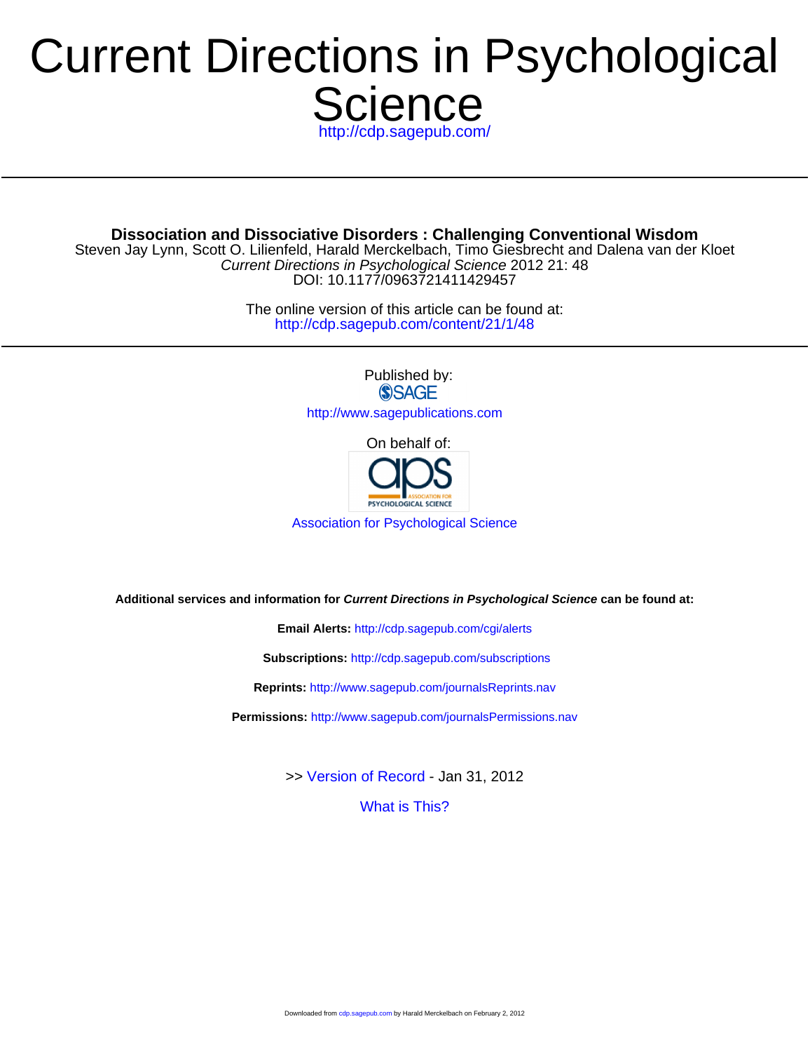# Current Directions in Psychological Science

http://cdp.sagepub.com/

---

**Dissociation and Dissociative Disorders : Challenging Conventional Wisdom**

Steven Jay Lynn, Scott O. Lilienfeld, Harald Merckelbach, Timo Giesbrecht and Dalena van der Kloet

*Current Directions in Psychological Science* 2012 21: 48

DOI: 10.1177/0963721411429457

The online version of this article can be found at:

http://cdp.sagepub.com/content/21/1/48

---

Published by:

SAGE

http://www.sagepublications.com

On behalf of:

aps ASSOCIATION FOR PSYCHOLOGICAL SCIENCE

Association for Psychological Science

**Additional services and information for *Current Directions in Psychological Science* can be found at:**

**Email Alerts:** http://cdp.sagepub.com/cgi/alerts

**Subscriptions:** http://cdp.sagepub.com/subscriptions

**Reprints:** http://www.sagepub.com/journalsReprints.nav

**Permissions:** http://www.sagepub.com/journalsPermissions.nav

>> Version of Record - Jan 31, 2012

What is This?

Downloaded from cdp.sagepub.com by Harald Merckelbach on February 2, 2012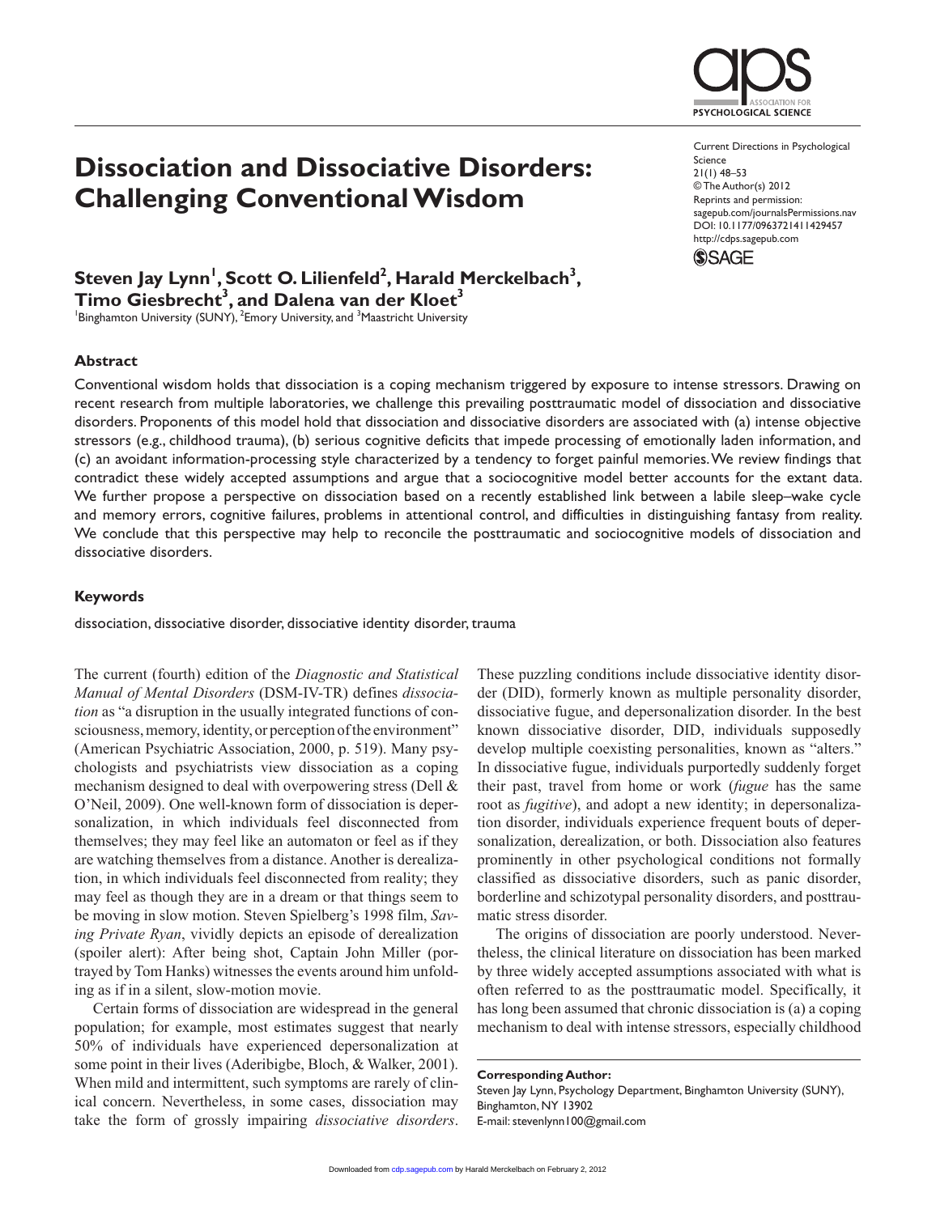# Dissociation and Dissociative Disorders: Challenging Conventional Wisdom

**Steven Jay Lynn[1], Scott O. Lilienfeld[2], Harald Merckelbach[3], Timo Giesbrecht[3], and Dalena van der Kloet[3]**

[1]Binghamton University (SUNY), [2]Emory University, and [3]Maastricht University

Current Directions in Psychological Science
21(1) 48–53
© The Author(s) 2012
Reprints and permission: sagepub.com/journalsPermissions.nav
DOI: 10.1177/0963721411429457
http://cdps.sagepub.com

## Abstract

Conventional wisdom holds that dissociation is a coping mechanism triggered by exposure to intense stressors. Drawing on recent research from multiple laboratories, we challenge this prevailing posttraumatic model of dissociation and dissociative disorders. Proponents of this model hold that dissociation and dissociative disorders are associated with (a) intense objective stressors (e.g., childhood trauma), (b) serious cognitive deficits that impede processing of emotionally laden information, and (c) an avoidant information-processing style characterized by a tendency to forget painful memories. We review findings that contradict these widely accepted assumptions and argue that a sociocognitive model better accounts for the extant data. We further propose a perspective on dissociation based on a recently established link between a labile sleep–wake cycle and memory errors, cognitive failures, problems in attentional control, and difficulties in distinguishing fantasy from reality. We conclude that this perspective may help to reconcile the posttraumatic and sociocognitive models of dissociation and dissociative disorders.

### Keywords

dissociation, dissociative disorder, dissociative identity disorder, trauma

The current (fourth) edition of the *Diagnostic and Statistical Manual of Mental Disorders* (DSM-IV-TR) defines *dissociation* as "a disruption in the usually integrated functions of consciousness, memory, identity, or perception of the environment" (American Psychiatric Association, 2000, p. 519). Many psychologists and psychiatrists view dissociation as a coping mechanism designed to deal with overpowering stress (Dell & O'Neil, 2009). One well-known form of dissociation is depersonalization, in which individuals feel disconnected from themselves; they may feel like an automaton or feel as if they are watching themselves from a distance. Another is derealization, in which individuals feel disconnected from reality; they may feel as though they are in a dream or that things seem to be moving in slow motion. Steven Spielberg's 1998 film, *Saving Private Ryan*, vividly depicts an episode of derealization (spoiler alert): After being shot, Captain John Miller (portrayed by Tom Hanks) witnesses the events around him unfolding as if in a silent, slow-motion movie.

Certain forms of dissociation are widespread in the general population; for example, most estimates suggest that nearly 50% of individuals have experienced depersonalization at some point in their lives (Aderibigbe, Bloch, & Walker, 2001). When mild and intermittent, such symptoms are rarely of clinical concern. Nevertheless, in some cases, dissociation may take the form of grossly impairing *dissociative disorders*. These puzzling conditions include dissociative identity disorder (DID), formerly known as multiple personality disorder, dissociative fugue, and depersonalization disorder. In the best known dissociative disorder, DID, individuals supposedly develop multiple coexisting personalities, known as "alters." In dissociative fugue, individuals purportedly suddenly forget their past, travel from home or work (*fugue* has the same root as *fugitive*), and adopt a new identity; in depersonalization disorder, individuals experience frequent bouts of depersonalization, derealization, or both. Dissociation also features prominently in other psychological conditions not formally classified as dissociative disorders, such as panic disorder, borderline and schizotypal personality disorders, and posttraumatic stress disorder.

The origins of dissociation are poorly understood. Nevertheless, the clinical literature on dissociation has been marked by three widely accepted assumptions associated with what is often referred to as the posttraumatic model. Specifically, it has long been assumed that chronic dissociation is (a) a coping mechanism to deal with intense stressors, especially childhood

**Corresponding Author:**
Steven Jay Lynn, Psychology Department, Binghamton University (SUNY), Binghamton, NY 13902
E-mail: stevenlynn100@gmail.com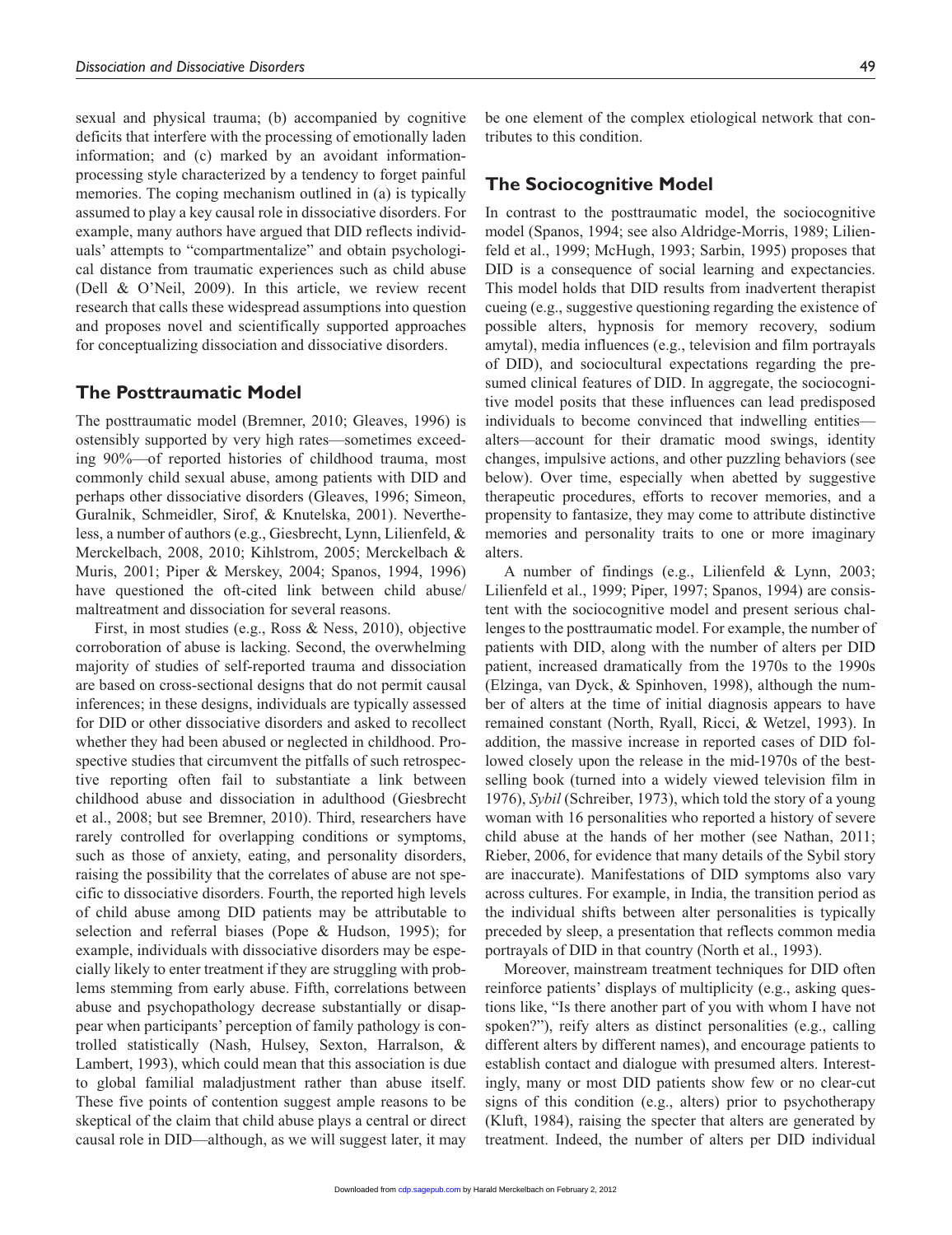sexual and physical trauma; (b) accompanied by cognitive deficits that interfere with the processing of emotionally laden information; and (c) marked by an avoidant information-processing style characterized by a tendency to forget painful memories. The coping mechanism outlined in (a) is typically assumed to play a key causal role in dissociative disorders. For example, many authors have argued that DID reflects individuals' attempts to "compartmentalize" and obtain psychological distance from traumatic experiences such as child abuse (Dell & O'Neil, 2009). In this article, we review recent research that calls these widespread assumptions into question and proposes novel and scientifically supported approaches for conceptualizing dissociation and dissociative disorders.

## The Posttraumatic Model

The posttraumatic model (Bremner, 2010; Gleaves, 1996) is ostensibly supported by very high rates—sometimes exceeding 90%—of reported histories of childhood trauma, most commonly child sexual abuse, among patients with DID and perhaps other dissociative disorders (Gleaves, 1996; Simeon, Guralnik, Schmeidler, Sirof, & Knutelska, 2001). Nevertheless, a number of authors (e.g., Giesbrecht, Lynn, Lilienfeld, & Merckelbach, 2008, 2010; Kihlstrom, 2005; Merckelbach & Muris, 2001; Piper & Merskey, 2004; Spanos, 1994, 1996) have questioned the oft-cited link between child abuse/maltreatment and dissociation for several reasons.

First, in most studies (e.g., Ross & Ness, 2010), objective corroboration of abuse is lacking. Second, the overwhelming majority of studies of self-reported trauma and dissociation are based on cross-sectional designs that do not permit causal inferences; in these designs, individuals are typically assessed for DID or other dissociative disorders and asked to recollect whether they had been abused or neglected in childhood. Prospective studies that circumvent the pitfalls of such retrospective reporting often fail to substantiate a link between childhood abuse and dissociation in adulthood (Giesbrecht et al., 2008; but see Bremner, 2010). Third, researchers have rarely controlled for overlapping conditions or symptoms, such as those of anxiety, eating, and personality disorders, raising the possibility that the correlates of abuse are not specific to dissociative disorders. Fourth, the reported high levels of child abuse among DID patients may be attributable to selection and referral biases (Pope & Hudson, 1995); for example, individuals with dissociative disorders may be especially likely to enter treatment if they are struggling with problems stemming from early abuse. Fifth, correlations between abuse and psychopathology decrease substantially or disappear when participants' perception of family pathology is controlled statistically (Nash, Hulsey, Sexton, Harralson, & Lambert, 1993), which could mean that this association is due to global familial maladjustment rather than abuse itself. These five points of contention suggest ample reasons to be skeptical of the claim that child abuse plays a central or direct causal role in DID—although, as we will suggest later, it may be one element of the complex etiological network that contributes to this condition.

## The Sociocognitive Model

In contrast to the posttraumatic model, the sociocognitive model (Spanos, 1994; see also Aldridge-Morris, 1989; Lilienfeld et al., 1999; McHugh, 1993; Sarbin, 1995) proposes that DID is a consequence of social learning and expectancies. This model holds that DID results from inadvertent therapist cueing (e.g., suggestive questioning regarding the existence of possible alters, hypnosis for memory recovery, sodium amytal), media influences (e.g., television and film portrayals of DID), and sociocultural expectations regarding the presumed clinical features of DID. In aggregate, the sociocognitive model posits that these influences can lead predisposed individuals to become convinced that indwelling entities—alters—account for their dramatic mood swings, identity changes, impulsive actions, and other puzzling behaviors (see below). Over time, especially when abetted by suggestive therapeutic procedures, efforts to recover memories, and a propensity to fantasize, they may come to attribute distinctive memories and personality traits to one or more imaginary alters.

A number of findings (e.g., Lilienfeld & Lynn, 2003; Lilienfeld et al., 1999; Piper, 1997; Spanos, 1994) are consistent with the sociocognitive model and present serious challenges to the posttraumatic model. For example, the number of patients with DID, along with the number of alters per DID patient, increased dramatically from the 1970s to the 1990s (Elzinga, van Dyck, & Spinhoven, 1998), although the number of alters at the time of initial diagnosis appears to have remained constant (North, Ryall, Ricci, & Wetzel, 1993). In addition, the massive increase in reported cases of DID followed closely upon the release in the mid-1970s of the best-selling book (turned into a widely viewed television film in 1976), *Sybil* (Schreiber, 1973), which told the story of a young woman with 16 personalities who reported a history of severe child abuse at the hands of her mother (see Nathan, 2011; Rieber, 2006, for evidence that many details of the Sybil story are inaccurate). Manifestations of DID symptoms also vary across cultures. For example, in India, the transition period as the individual shifts between alter personalities is typically preceded by sleep, a presentation that reflects common media portrayals of DID in that country (North et al., 1993).

Moreover, mainstream treatment techniques for DID often reinforce patients' displays of multiplicity (e.g., asking questions like, "Is there another part of you with whom I have not spoken?"), reify alters as distinct personalities (e.g., calling different alters by different names), and encourage patients to establish contact and dialogue with presumed alters. Interestingly, many or most DID patients show few or no clear-cut signs of this condition (e.g., alters) prior to psychotherapy (Kluft, 1984), raising the specter that alters are generated by treatment. Indeed, the number of alters per DID individual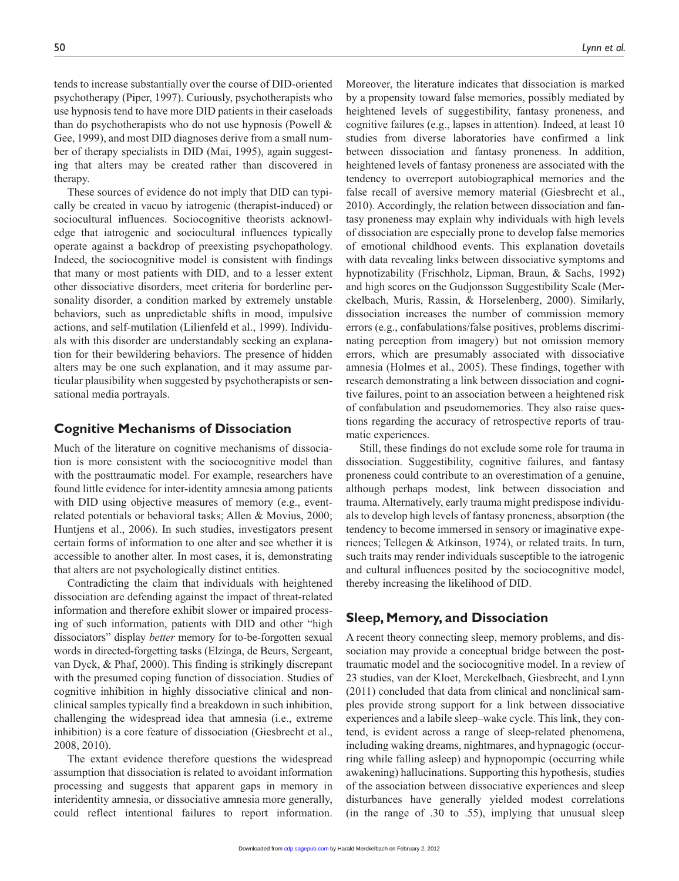tends to increase substantially over the course of DID-oriented psychotherapy (Piper, 1997). Curiously, psychotherapists who use hypnosis tend to have more DID patients in their caseloads than do psychotherapists who do not use hypnosis (Powell & Gee, 1999), and most DID diagnoses derive from a small number of therapy specialists in DID (Mai, 1995), again suggesting that alters may be created rather than discovered in therapy.

These sources of evidence do not imply that DID can typically be created in vacuo by iatrogenic (therapist-induced) or sociocultural influences. Sociocognitive theorists acknowledge that iatrogenic and sociocultural influences typically operate against a backdrop of preexisting psychopathology. Indeed, the sociocognitive model is consistent with findings that many or most patients with DID, and to a lesser extent other dissociative disorders, meet criteria for borderline personality disorder, a condition marked by extremely unstable behaviors, such as unpredictable shifts in mood, impulsive actions, and self-mutilation (Lilienfeld et al., 1999). Individuals with this disorder are understandably seeking an explanation for their bewildering behaviors. The presence of hidden alters may be one such explanation, and it may assume particular plausibility when suggested by psychotherapists or sensational media portrayals.

## Cognitive Mechanisms of Dissociation

Much of the literature on cognitive mechanisms of dissociation is more consistent with the sociocognitive model than with the posttraumatic model. For example, researchers have found little evidence for inter-identity amnesia among patients with DID using objective measures of memory (e.g., event-related potentials or behavioral tasks; Allen & Movius, 2000; Huntjens et al., 2006). In such studies, investigators present certain forms of information to one alter and see whether it is accessible to another alter. In most cases, it is, demonstrating that alters are not psychologically distinct entities.

Contradicting the claim that individuals with heightened dissociation are defending against the impact of threat-related information and therefore exhibit slower or impaired processing of such information, patients with DID and other "high dissociators" display *better* memory for to-be-forgotten sexual words in directed-forgetting tasks (Elzinga, de Beurs, Sergeant, van Dyck, & Phaf, 2000). This finding is strikingly discrepant with the presumed coping function of dissociation. Studies of cognitive inhibition in highly dissociative clinical and nonclinical samples typically find a breakdown in such inhibition, challenging the widespread idea that amnesia (i.e., extreme inhibition) is a core feature of dissociation (Giesbrecht et al., 2008, 2010).

The extant evidence therefore questions the widespread assumption that dissociation is related to avoidant information processing and suggests that apparent gaps in memory in interidentity amnesia, or dissociative amnesia more generally, could reflect intentional failures to report information. Moreover, the literature indicates that dissociation is marked by a propensity toward false memories, possibly mediated by heightened levels of suggestibility, fantasy proneness, and cognitive failures (e.g., lapses in attention). Indeed, at least 10 studies from diverse laboratories have confirmed a link between dissociation and fantasy proneness. In addition, heightened levels of fantasy proneness are associated with the tendency to overreport autobiographical memories and the false recall of aversive memory material (Giesbrecht et al., 2010). Accordingly, the relation between dissociation and fantasy proneness may explain why individuals with high levels of dissociation are especially prone to develop false memories of emotional childhood events. This explanation dovetails with data revealing links between dissociative symptoms and hypnotizability (Frischholz, Lipman, Braun, & Sachs, 1992) and high scores on the Gudjonsson Suggestibility Scale (Merckelbach, Muris, Rassin, & Horselenberg, 2000). Similarly, dissociation increases the number of commission memory errors (e.g., confabulations/false positives, problems discriminating perception from imagery) but not omission memory errors, which are presumably associated with dissociative amnesia (Holmes et al., 2005). These findings, together with research demonstrating a link between dissociation and cognitive failures, point to an association between a heightened risk of confabulation and pseudomemories. They also raise questions regarding the accuracy of retrospective reports of traumatic experiences.

Still, these findings do not exclude some role for trauma in dissociation. Suggestibility, cognitive failures, and fantasy proneness could contribute to an overestimation of a genuine, although perhaps modest, link between dissociation and trauma. Alternatively, early trauma might predispose individuals to develop high levels of fantasy proneness, absorption (the tendency to become immersed in sensory or imaginative experiences; Tellegen & Atkinson, 1974), or related traits. In turn, such traits may render individuals susceptible to the iatrogenic and cultural influences posited by the sociocognitive model, thereby increasing the likelihood of DID.

## Sleep, Memory, and Dissociation

A recent theory connecting sleep, memory problems, and dissociation may provide a conceptual bridge between the posttraumatic model and the sociocognitive model. In a review of 23 studies, van der Kloet, Merckelbach, Giesbrecht, and Lynn (2011) concluded that data from clinical and nonclinical samples provide strong support for a link between dissociative experiences and a labile sleep–wake cycle. This link, they contend, is evident across a range of sleep-related phenomena, including waking dreams, nightmares, and hypnagogic (occurring while falling asleep) and hypnopompic (occurring while awakening) hallucinations. Supporting this hypothesis, studies of the association between dissociative experiences and sleep disturbances have generally yielded modest correlations (in the range of .30 to .55), implying that unusual sleep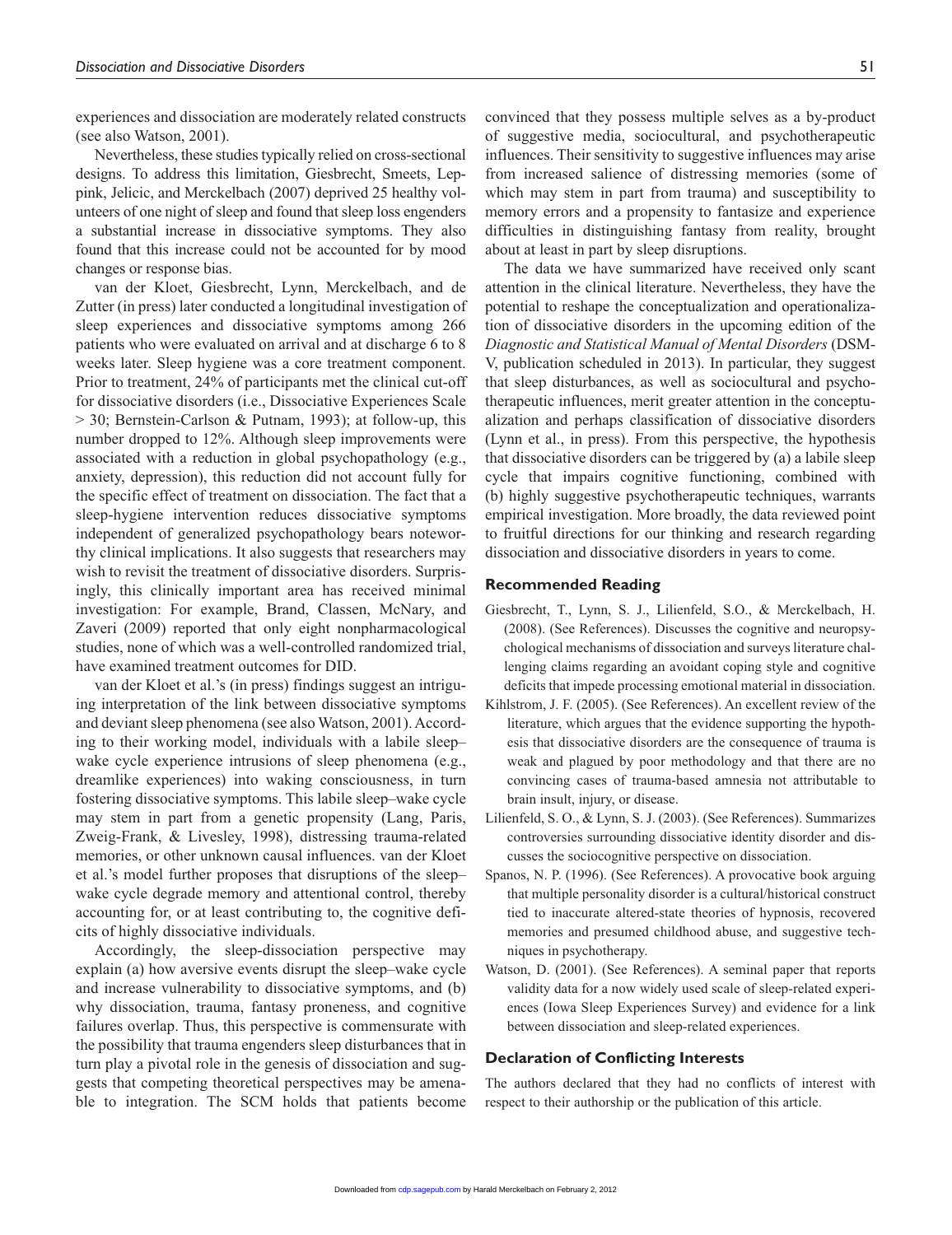experiences and dissociation are moderately related constructs (see also Watson, 2001).

Nevertheless, these studies typically relied on cross-sectional designs. To address this limitation, Giesbrecht, Smeets, Leppink, Jelicic, and Merckelbach (2007) deprived 25 healthy volunteers of one night of sleep and found that sleep loss engenders a substantial increase in dissociative symptoms. They also found that this increase could not be accounted for by mood changes or response bias.

van der Kloet, Giesbrecht, Lynn, Merckelbach, and de Zutter (in press) later conducted a longitudinal investigation of sleep experiences and dissociative symptoms among 266 patients who were evaluated on arrival and at discharge 6 to 8 weeks later. Sleep hygiene was a core treatment component. Prior to treatment, 24% of participants met the clinical cut-off for dissociative disorders (i.e., Dissociative Experiences Scale > 30; Bernstein-Carlson & Putnam, 1993); at follow-up, this number dropped to 12%. Although sleep improvements were associated with a reduction in global psychopathology (e.g., anxiety, depression), this reduction did not account fully for the specific effect of treatment on dissociation. The fact that a sleep-hygiene intervention reduces dissociative symptoms independent of generalized psychopathology bears noteworthy clinical implications. It also suggests that researchers may wish to revisit the treatment of dissociative disorders. Surprisingly, this clinically important area has received minimal investigation: For example, Brand, Classen, McNary, and Zaveri (2009) reported that only eight nonpharmacological studies, none of which was a well-controlled randomized trial, have examined treatment outcomes for DID.

van der Kloet et al.'s (in press) findings suggest an intriguing interpretation of the link between dissociative symptoms and deviant sleep phenomena (see also Watson, 2001). According to their working model, individuals with a labile sleep–wake cycle experience intrusions of sleep phenomena (e.g., dreamlike experiences) into waking consciousness, in turn fostering dissociative symptoms. This labile sleep–wake cycle may stem in part from a genetic propensity (Lang, Paris, Zweig-Frank, & Livesley, 1998), distressing trauma-related memories, or other unknown causal influences. van der Kloet et al.'s model further proposes that disruptions of the sleep–wake cycle degrade memory and attentional control, thereby accounting for, or at least contributing to, the cognitive deficits of highly dissociative individuals.

Accordingly, the sleep-dissociation perspective may explain (a) how aversive events disrupt the sleep–wake cycle and increase vulnerability to dissociative symptoms, and (b) why dissociation, trauma, fantasy proneness, and cognitive failures overlap. Thus, this perspective is commensurate with the possibility that trauma engenders sleep disturbances that in turn play a pivotal role in the genesis of dissociation and suggests that competing theoretical perspectives may be amenable to integration. The SCM holds that patients become convinced that they possess multiple selves as a by-product of suggestive media, sociocultural, and psychotherapeutic influences. Their sensitivity to suggestive influences may arise from increased salience of distressing memories (some of which may stem in part from trauma) and susceptibility to memory errors and a propensity to fantasize and experience difficulties in distinguishing fantasy from reality, brought about at least in part by sleep disruptions.

The data we have summarized have received only scant attention in the clinical literature. Nevertheless, they have the potential to reshape the conceptualization and operationalization of dissociative disorders in the upcoming edition of the *Diagnostic and Statistical Manual of Mental Disorders* (DSM-V, publication scheduled in 2013). In particular, they suggest that sleep disturbances, as well as sociocultural and psychotherapeutic influences, merit greater attention in the conceptualization and perhaps classification of dissociative disorders (Lynn et al., in press). From this perspective, the hypothesis that dissociative disorders can be triggered by (a) a labile sleep cycle that impairs cognitive functioning, combined with (b) highly suggestive psychotherapeutic techniques, warrants empirical investigation. More broadly, the data reviewed point to fruitful directions for our thinking and research regarding dissociation and dissociative disorders in years to come.

## Recommended Reading

Giesbrecht, T., Lynn, S. J., Lilienfeld, S.O., & Merckelbach, H. (2008). (See References). Discusses the cognitive and neuropsychological mechanisms of dissociation and surveys literature challenging claims regarding an avoidant coping style and cognitive deficits that impede processing emotional material in dissociation.

Kihlstrom, J. F. (2005). (See References). An excellent review of the literature, which argues that the evidence supporting the hypothesis that dissociative disorders are the consequence of trauma is weak and plagued by poor methodology and that there are no convincing cases of trauma-based amnesia not attributable to brain insult, injury, or disease.

Lilienfeld, S. O., & Lynn, S. J. (2003). (See References). Summarizes controversies surrounding dissociative identity disorder and discusses the sociocognitive perspective on dissociation.

Spanos, N. P. (1996). (See References). A provocative book arguing that multiple personality disorder is a cultural/historical construct tied to inaccurate altered-state theories of hypnosis, recovered memories and presumed childhood abuse, and suggestive techniques in psychotherapy.

Watson, D. (2001). (See References). A seminal paper that reports validity data for a now widely used scale of sleep-related experiences (Iowa Sleep Experiences Survey) and evidence for a link between dissociation and sleep-related experiences.

## Declaration of Conflicting Interests

The authors declared that they had no conflicts of interest with respect to their authorship or the publication of this article.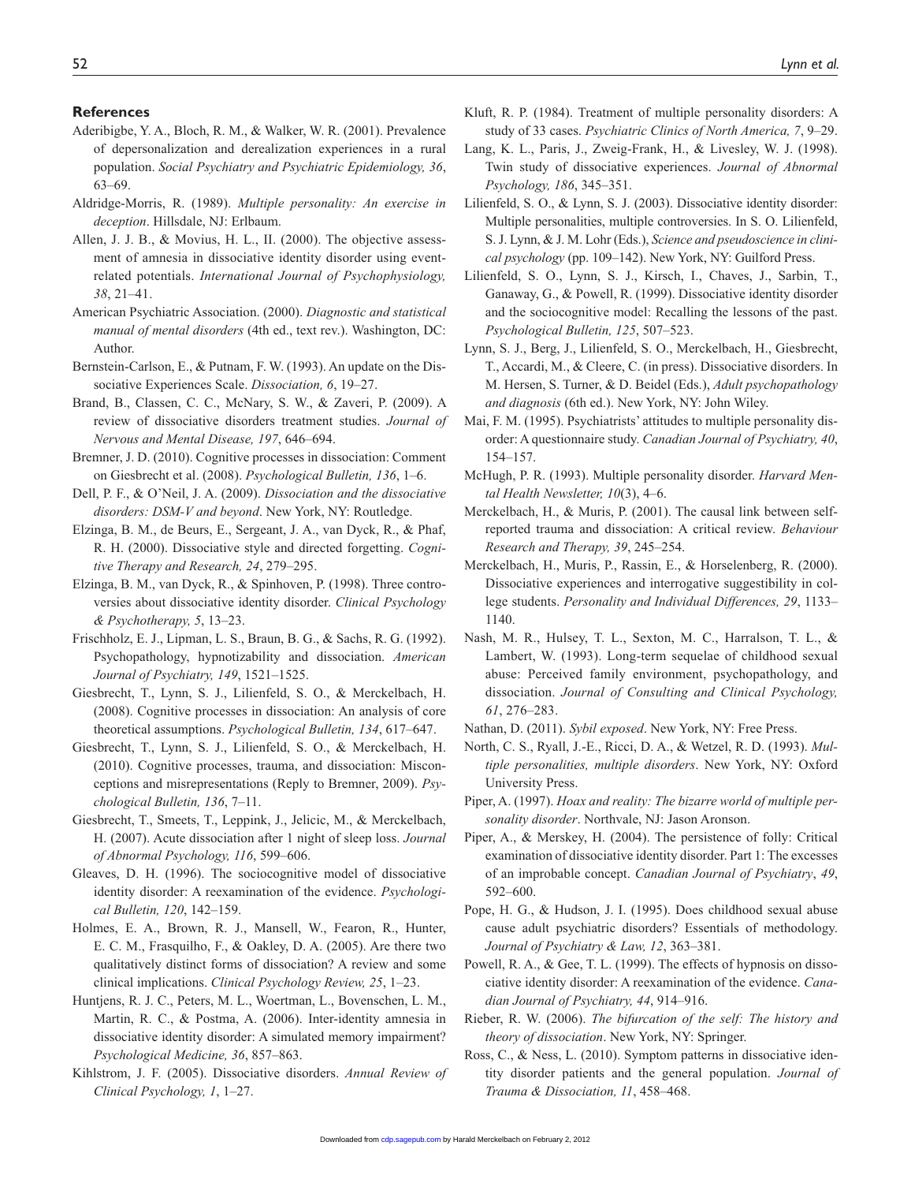## References

Aderibigbe, Y. A., Bloch, R. M., & Walker, W. R. (2001). Prevalence of depersonalization and derealization experiences in a rural population. *Social Psychiatry and Psychiatric Epidemiology, 36*, 63–69.

Aldridge-Morris, R. (1989). *Multiple personality: An exercise in deception*. Hillsdale, NJ: Erlbaum.

Allen, J. J. B., & Movius, H. L., II. (2000). The objective assessment of amnesia in dissociative identity disorder using event-related potentials. *International Journal of Psychophysiology, 38*, 21–41.

American Psychiatric Association. (2000). *Diagnostic and statistical manual of mental disorders* (4th ed., text rev.). Washington, DC: Author.

Bernstein-Carlson, E., & Putnam, F. W. (1993). An update on the Dissociative Experiences Scale. *Dissociation, 6*, 19–27.

Brand, B., Classen, C. C., McNary, S. W., & Zaveri, P. (2009). A review of dissociative disorders treatment studies. *Journal of Nervous and Mental Disease, 197*, 646–694.

Bremner, J. D. (2010). Cognitive processes in dissociation: Comment on Giesbrecht et al. (2008). *Psychological Bulletin, 136*, 1–6.

Dell, P. F., & O'Neil, J. A. (2009). *Dissociation and the dissociative disorders: DSM-V and beyond*. New York, NY: Routledge.

Elzinga, B. M., de Beurs, E., Sergeant, J. A., van Dyck, R., & Phaf, R. H. (2000). Dissociative style and directed forgetting. *Cognitive Therapy and Research, 24*, 279–295.

Elzinga, B. M., van Dyck, R., & Spinhoven, P. (1998). Three controversies about dissociative identity disorder. *Clinical Psychology & Psychotherapy, 5*, 13–23.

Frischholz, E. J., Lipman, L. S., Braun, B. G., & Sachs, R. G. (1992). Psychopathology, hypnotizability and dissociation. *American Journal of Psychiatry, 149*, 1521–1525.

Giesbrecht, T., Lynn, S. J., Lilienfeld, S. O., & Merckelbach, H. (2008). Cognitive processes in dissociation: An analysis of core theoretical assumptions. *Psychological Bulletin, 134*, 617–647.

Giesbrecht, T., Lynn, S. J., Lilienfeld, S. O., & Merckelbach, H. (2010). Cognitive processes, trauma, and dissociation: Misconceptions and misrepresentations (Reply to Bremner, 2009). *Psychological Bulletin, 136*, 7–11.

Giesbrecht, T., Smeets, T., Leppink, J., Jelicic, M., & Merckelbach, H. (2007). Acute dissociation after 1 night of sleep loss. *Journal of Abnormal Psychology, 116*, 599–606.

Gleaves, D. H. (1996). The sociocognitive model of dissociative identity disorder: A reexamination of the evidence. *Psychological Bulletin, 120*, 142–159.

Holmes, E. A., Brown, R. J., Mansell, W., Fearon, R., Hunter, E. C. M., Frasquilho, F., & Oakley, D. A. (2005). Are there two qualitatively distinct forms of dissociation? A review and some clinical implications. *Clinical Psychology Review, 25*, 1–23.

Huntjens, R. J. C., Peters, M. L., Woertman, L., Bovenschen, L. M., Martin, R. C., & Postma, A. (2006). Inter-identity amnesia in dissociative identity disorder: A simulated memory impairment? *Psychological Medicine, 36*, 857–863.

Kihlstrom, J. F. (2005). Dissociative disorders. *Annual Review of Clinical Psychology, 1*, 1–27.

Kluft, R. P. (1984). Treatment of multiple personality disorders: A study of 33 cases. *Psychiatric Clinics of North America, 7*, 9–29.

Lang, K. L., Paris, J., Zweig-Frank, H., & Livesley, W. J. (1998). Twin study of dissociative experiences. *Journal of Abnormal Psychology, 186*, 345–351.

Lilienfeld, S. O., & Lynn, S. J. (2003). Dissociative identity disorder: Multiple personalities, multiple controversies. In S. O. Lilienfeld, S. J. Lynn, & J. M. Lohr (Eds.), *Science and pseudoscience in clinical psychology* (pp. 109–142). New York, NY: Guilford Press.

Lilienfeld, S. O., Lynn, S. J., Kirsch, I., Chaves, J., Sarbin, T., Ganaway, G., & Powell, R. (1999). Dissociative identity disorder and the sociocognitive model: Recalling the lessons of the past. *Psychological Bulletin, 125*, 507–523.

Lynn, S. J., Berg, J., Lilienfeld, S. O., Merckelbach, H., Giesbrecht, T., Accardi, M., & Cleere, C. (in press). Dissociative disorders. In M. Hersen, S. Turner, & D. Beidel (Eds.), *Adult psychopathology and diagnosis* (6th ed.). New York, NY: John Wiley.

Mai, F. M. (1995). Psychiatrists' attitudes to multiple personality disorder: A questionnaire study. *Canadian Journal of Psychiatry, 40*, 154–157.

McHugh, P. R. (1993). Multiple personality disorder. *Harvard Mental Health Newsletter, 10*(3), 4–6.

Merckelbach, H., & Muris, P. (2001). The causal link between self-reported trauma and dissociation: A critical review. *Behaviour Research and Therapy, 39*, 245–254.

Merckelbach, H., Muris, P., Rassin, E., & Horselenberg, R. (2000). Dissociative experiences and interrogative suggestibility in college students. *Personality and Individual Differences, 29*, 1133–1140.

Nash, M. R., Hulsey, T. L., Sexton, M. C., Harralson, T. L., & Lambert, W. (1993). Long-term sequelae of childhood sexual abuse: Perceived family environment, psychopathology, and dissociation. *Journal of Consulting and Clinical Psychology, 61*, 276–283.

Nathan, D. (2011). *Sybil exposed*. New York, NY: Free Press.

North, C. S., Ryall, J.-E., Ricci, D. A., & Wetzel, R. D. (1993). *Multiple personalities, multiple disorders*. New York, NY: Oxford University Press.

Piper, A. (1997). *Hoax and reality: The bizarre world of multiple personality disorder*. Northvale, NJ: Jason Aronson.

Piper, A., & Merskey, H. (2004). The persistence of folly: Critical examination of dissociative identity disorder. Part 1: The excesses of an improbable concept. *Canadian Journal of Psychiatry*, *49*, 592–600.

Pope, H. G., & Hudson, J. I. (1995). Does childhood sexual abuse cause adult psychiatric disorders? Essentials of methodology. *Journal of Psychiatry & Law, 12*, 363–381.

Powell, R. A., & Gee, T. L. (1999). The effects of hypnosis on dissociative identity disorder: A reexamination of the evidence. *Canadian Journal of Psychiatry, 44*, 914–916.

Rieber, R. W. (2006). *The bifurcation of the self: The history and theory of dissociation*. New York, NY: Springer.

Ross, C., & Ness, L. (2010). Symptom patterns in dissociative identity disorder patients and the general population. *Journal of Trauma & Dissociation, 11*, 458–468.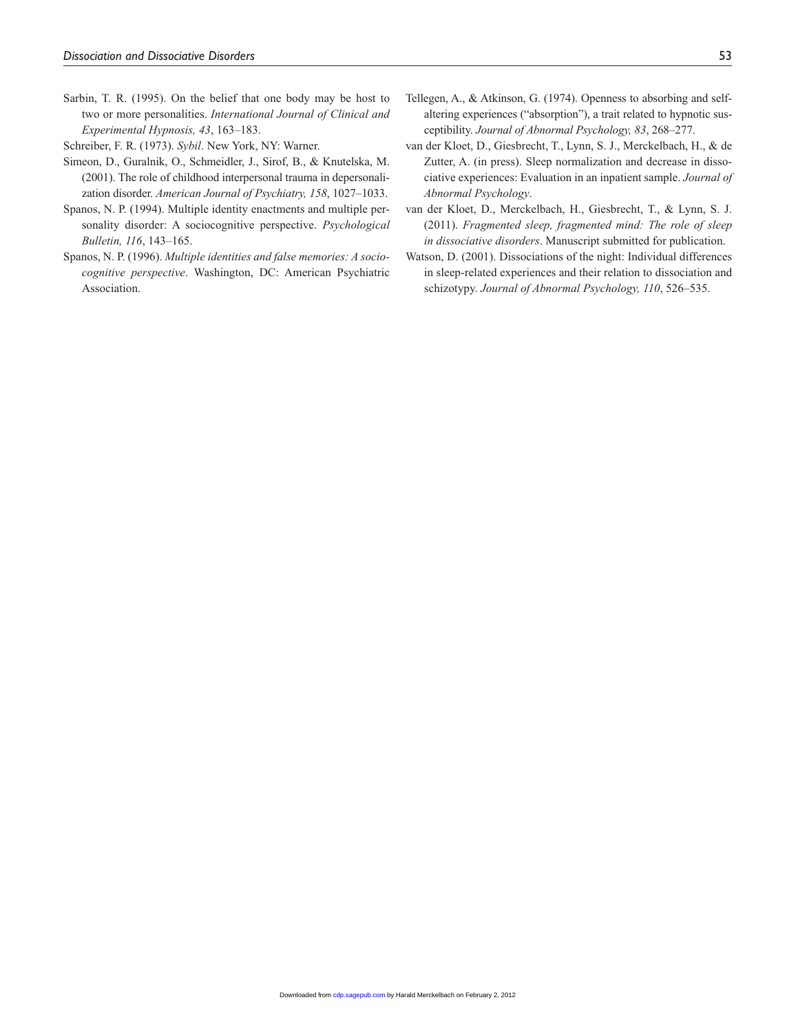Sarbin, T. R. (1995). On the belief that one body may be host to two or more personalities. *International Journal of Clinical and Experimental Hypnosis, 43*, 163–183.

Schreiber, F. R. (1973). *Sybil*. New York, NY: Warner.

Simeon, D., Guralnik, O., Schmeidler, J., Sirof, B., & Knutelska, M. (2001). The role of childhood interpersonal trauma in depersonalization disorder. *American Journal of Psychiatry, 158*, 1027–1033.

Spanos, N. P. (1994). Multiple identity enactments and multiple personality disorder: A sociocognitive perspective. *Psychological Bulletin, 116*, 143–165.

Spanos, N. P. (1996). *Multiple identities and false memories: A sociocognitive perspective*. Washington, DC: American Psychiatric Association.

Tellegen, A., & Atkinson, G. (1974). Openness to absorbing and self-altering experiences ("absorption"), a trait related to hypnotic susceptibility. *Journal of Abnormal Psychology, 83*, 268–277.

van der Kloet, D., Giesbrecht, T., Lynn, S. J., Merckelbach, H., & de Zutter, A. (in press). Sleep normalization and decrease in dissociative experiences: Evaluation in an inpatient sample. *Journal of Abnormal Psychology*.

van der Kloet, D., Merckelbach, H., Giesbrecht, T., & Lynn, S. J. (2011). *Fragmented sleep, fragmented mind: The role of sleep in dissociative disorders*. Manuscript submitted for publication.

Watson, D. (2001). Dissociations of the night: Individual differences in sleep-related experiences and their relation to dissociation and schizotypy. *Journal of Abnormal Psychology, 110*, 526–535.